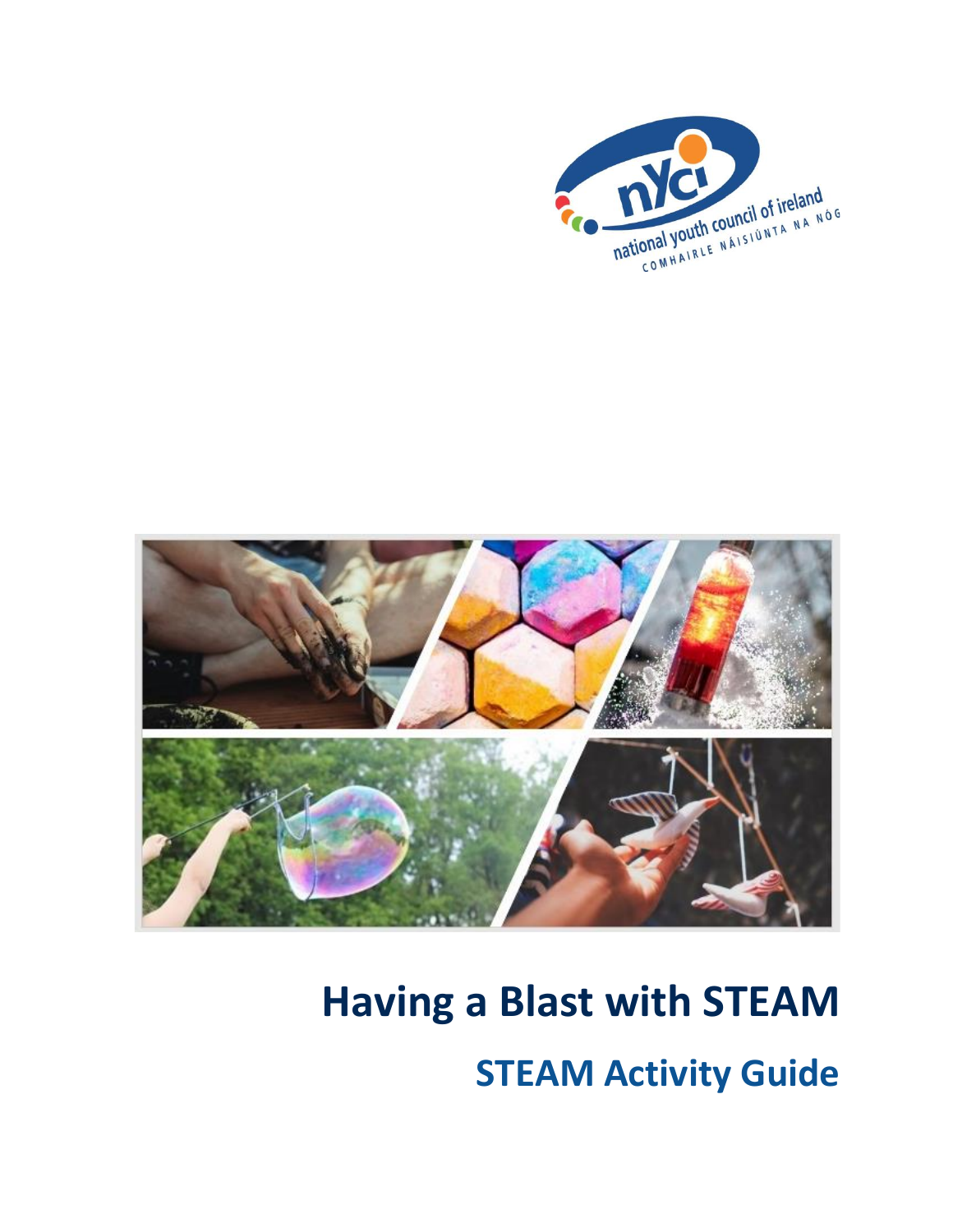nYCi national youth council of ireland COMHAIRLE NÁISIÚNTA NA NÓG

# Having a Blast with STEAM

## STEAM Activity Guide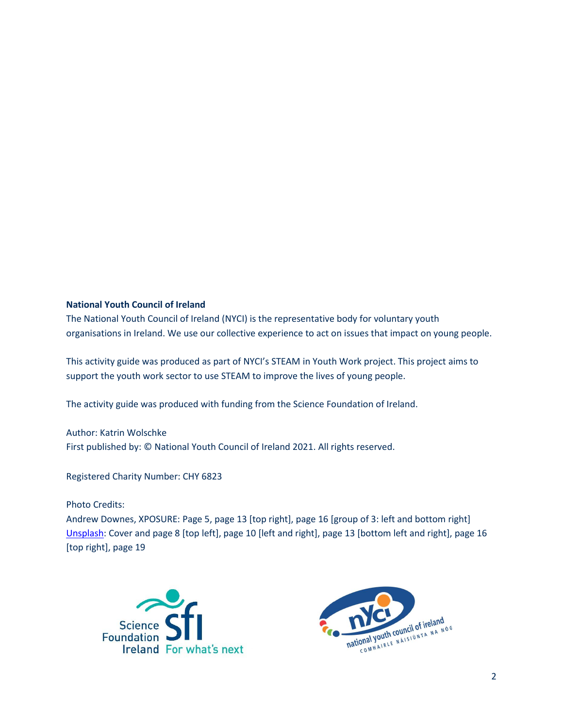**National Youth Council of Ireland**

The National Youth Council of Ireland (NYCI) is the representative body for voluntary youth organisations in Ireland. We use our collective experience to act on issues that impact on young people.

This activity guide was produced as part of NYCI's STEAM in Youth Work project. This project aims to support the youth work sector to use STEAM to improve the lives of young people.

The activity guide was produced with funding from the Science Foundation of Ireland.

Author: Katrin Wolschke
First published by: © National Youth Council of Ireland 2021. All rights reserved.

Registered Charity Number: CHY 6823

Photo Credits:
Andrew Downes, XPOSURE: Page 5, page 13 [top right], page 16 [group of 3: left and bottom right]
Unsplash: Cover and page 8 [top left], page 10 [left and right], page 13 [bottom left and right], page 16 [top right], page 19

Science Foundation Ireland For what's next

national youth council of ireland
COMHAIRLE NÁISIÚNTA NA NÓG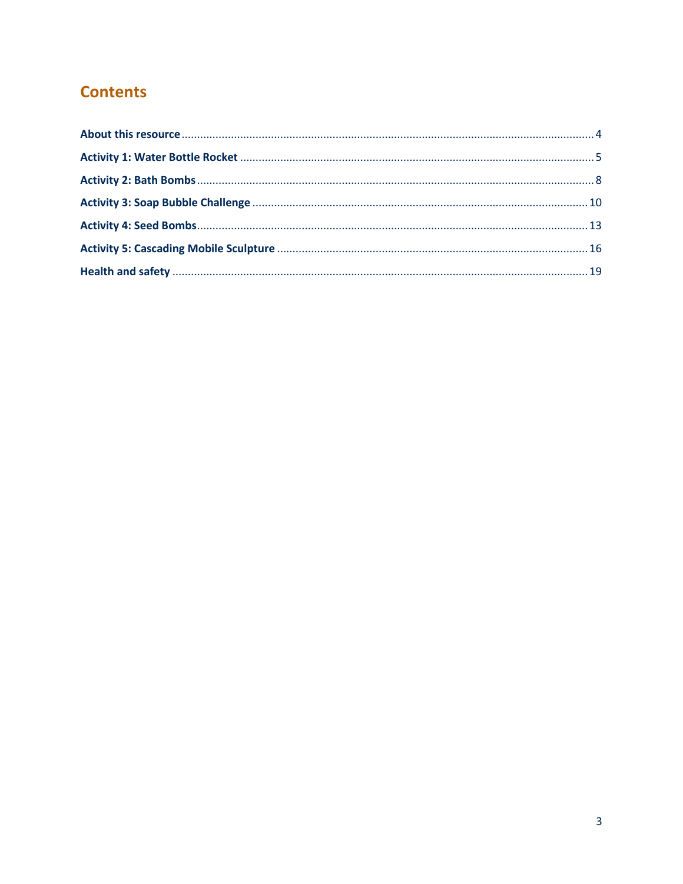## Contents

- About this resource ... 4
- Activity 1: Water Bottle Rocket ... 5
- Activity 2: Bath Bombs ... 8
- Activity 3: Soap Bubble Challenge ... 10
- Activity 4: Seed Bombs ... 13
- Activity 5: Cascading Mobile Sculpture ... 16
- Health and safety ... 19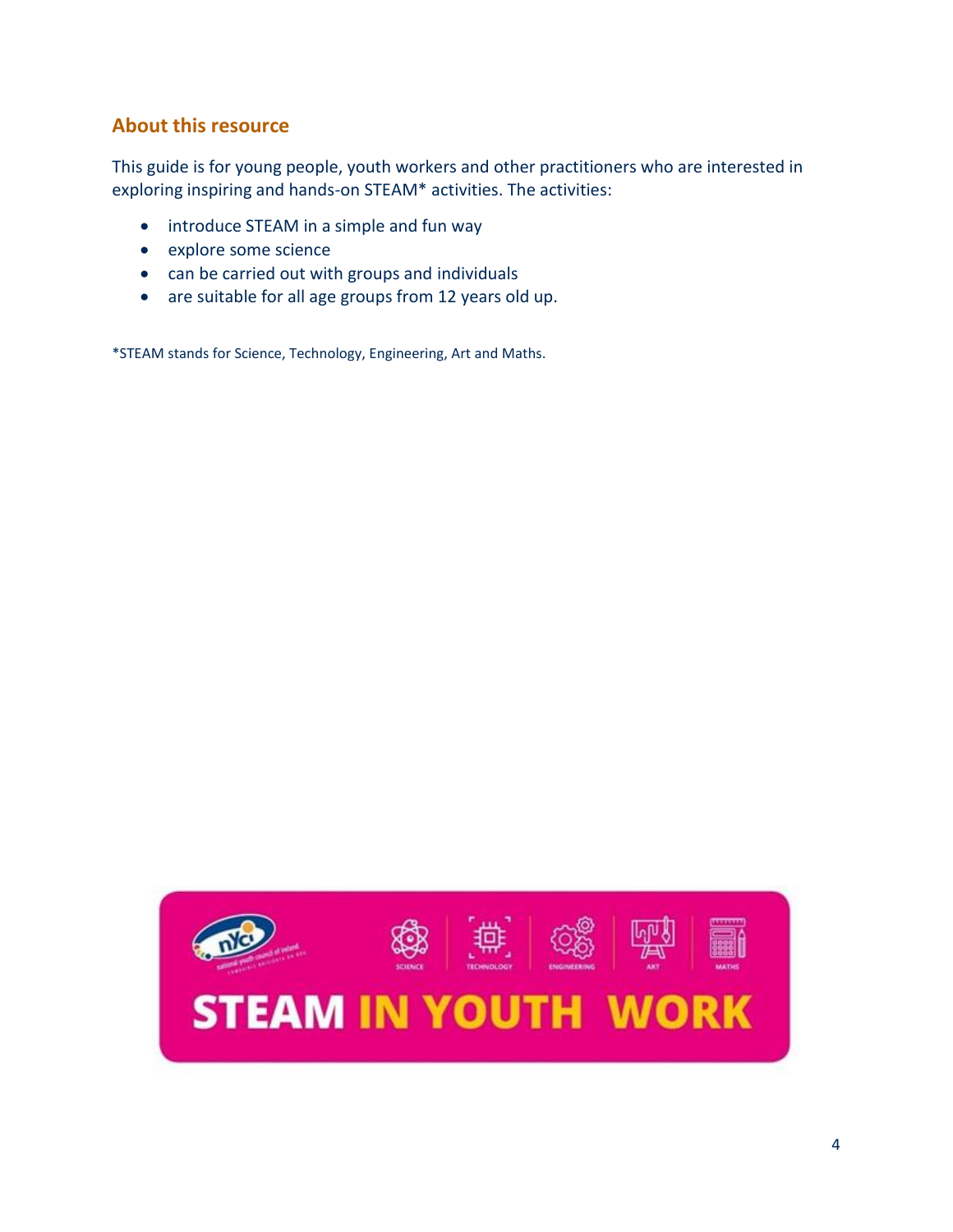## About this resource

This guide is for young people, youth workers and other practitioners who are interested in exploring inspiring and hands-on STEAM* activities. The activities:

- introduce STEAM in a simple and fun way
- explore some science
- can be carried out with groups and individuals
- are suitable for all age groups from 12 years old up.

*STEAM stands for Science, Technology, Engineering, Art and Maths.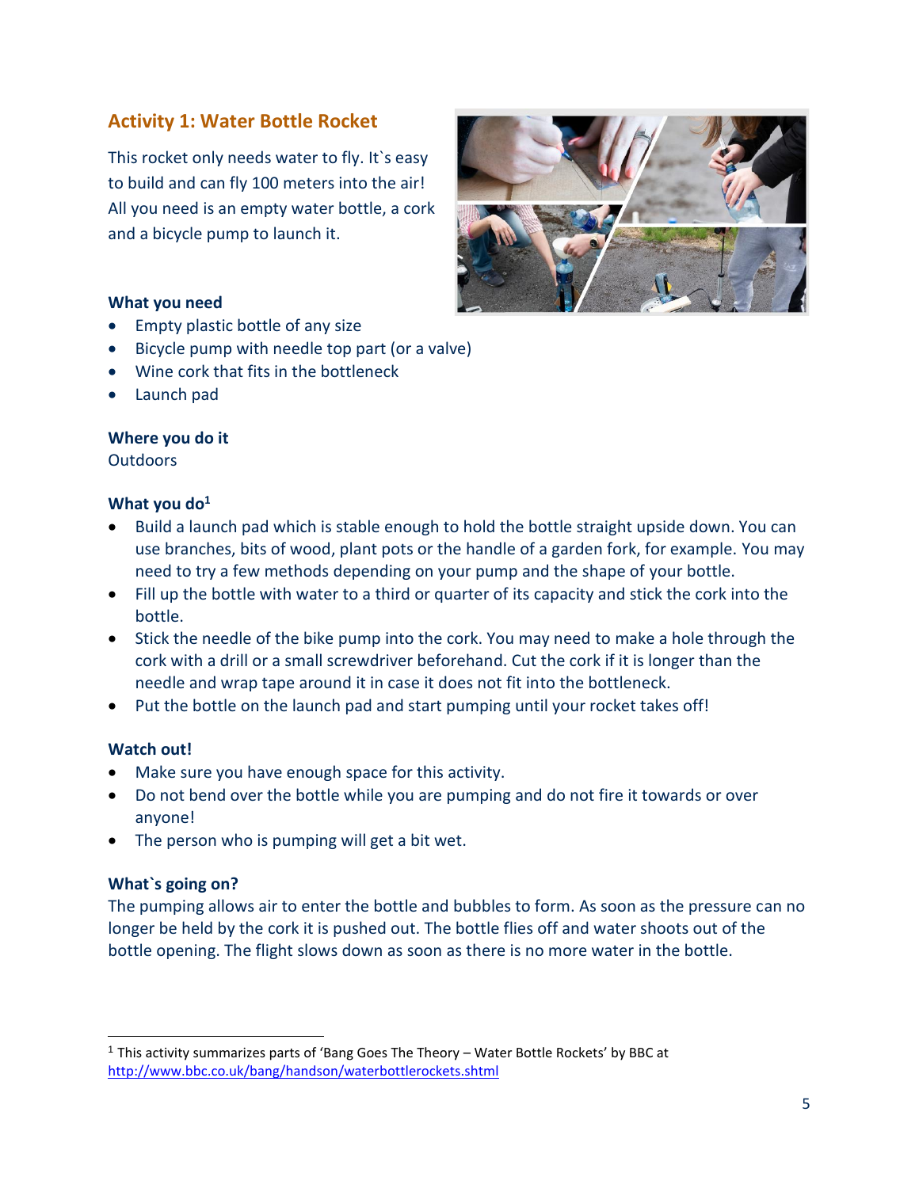## Activity 1: Water Bottle Rocket

This rocket only needs water to fly. It`s easy to build and can fly 100 meters into the air! All you need is an empty water bottle, a cork and a bicycle pump to launch it.

**What you need**

- Empty plastic bottle of any size
- Bicycle pump with needle top part (or a valve)
- Wine cork that fits in the bottleneck
- Launch pad

**Where you do it**

Outdoors

**What you do**[1]

- Build a launch pad which is stable enough to hold the bottle straight upside down. You can use branches, bits of wood, plant pots or the handle of a garden fork, for example. You may need to try a few methods depending on your pump and the shape of your bottle.
- Fill up the bottle with water to a third or quarter of its capacity and stick the cork into the bottle.
- Stick the needle of the bike pump into the cork. You may need to make a hole through the cork with a drill or a small screwdriver beforehand. Cut the cork if it is longer than the needle and wrap tape around it in case it does not fit into the bottleneck.
- Put the bottle on the launch pad and start pumping until your rocket takes off!

**Watch out!**

- Make sure you have enough space for this activity.
- Do not bend over the bottle while you are pumping and do not fire it towards or over anyone!
- The person who is pumping will get a bit wet.

**What`s going on?**

The pumping allows air to enter the bottle and bubbles to form. As soon as the pressure can no longer be held by the cork it is pushed out. The bottle flies off and water shoots out of the bottle opening. The flight slows down as soon as there is no more water in the bottle.

---

[1] This activity summarizes parts of 'Bang Goes The Theory – Water Bottle Rockets' by BBC at http://www.bbc.co.uk/bang/handson/waterbottlerockets.shtml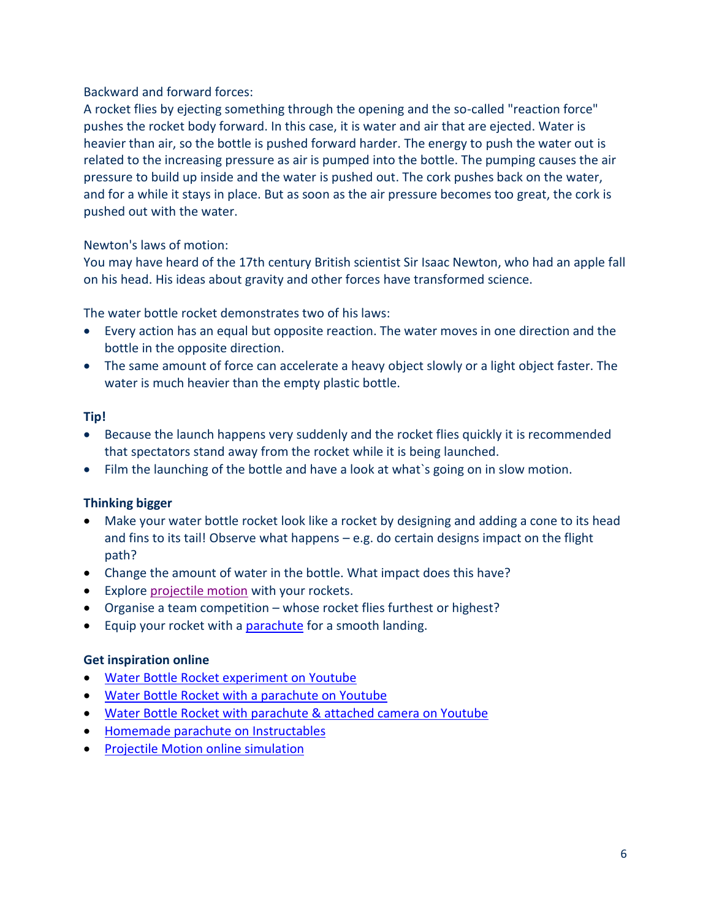Backward and forward forces:
A rocket flies by ejecting something through the opening and the so-called "reaction force" pushes the rocket body forward. In this case, it is water and air that are ejected. Water is heavier than air, so the bottle is pushed forward harder. The energy to push the water out is related to the increasing pressure as air is pumped into the bottle. The pumping causes the air pressure to build up inside and the water is pushed out. The cork pushes back on the water, and for a while it stays in place. But as soon as the air pressure becomes too great, the cork is pushed out with the water.

Newton's laws of motion:
You may have heard of the 17th century British scientist Sir Isaac Newton, who had an apple fall on his head. His ideas about gravity and other forces have transformed science.

The water bottle rocket demonstrates two of his laws:

- Every action has an equal but opposite reaction. The water moves in one direction and the bottle in the opposite direction.
- The same amount of force can accelerate a heavy object slowly or a light object faster. The water is much heavier than the empty plastic bottle.

**Tip!**

- Because the launch happens very suddenly and the rocket flies quickly it is recommended that spectators stand away from the rocket while it is being launched.
- Film the launching of the bottle and have a look at what`s going on in slow motion.

**Thinking bigger**

- Make your water bottle rocket look like a rocket by designing and adding a cone to its head and fins to its tail! Observe what happens – e.g. do certain designs impact on the flight path?
- Change the amount of water in the bottle. What impact does this have?
- Explore projectile motion with your rockets.
- Organise a team competition – whose rocket flies furthest or highest?
- Equip your rocket with a parachute for a smooth landing.

**Get inspiration online**

- Water Bottle Rocket experiment on Youtube
- Water Bottle Rocket with a parachute on Youtube
- Water Bottle Rocket with parachute & attached camera on Youtube
- Homemade parachute on Instructables
- Projectile Motion online simulation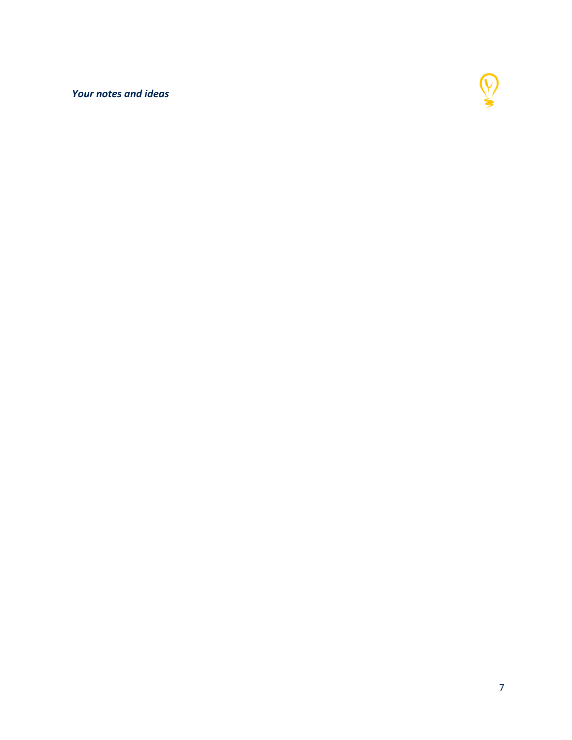***Your notes and ideas***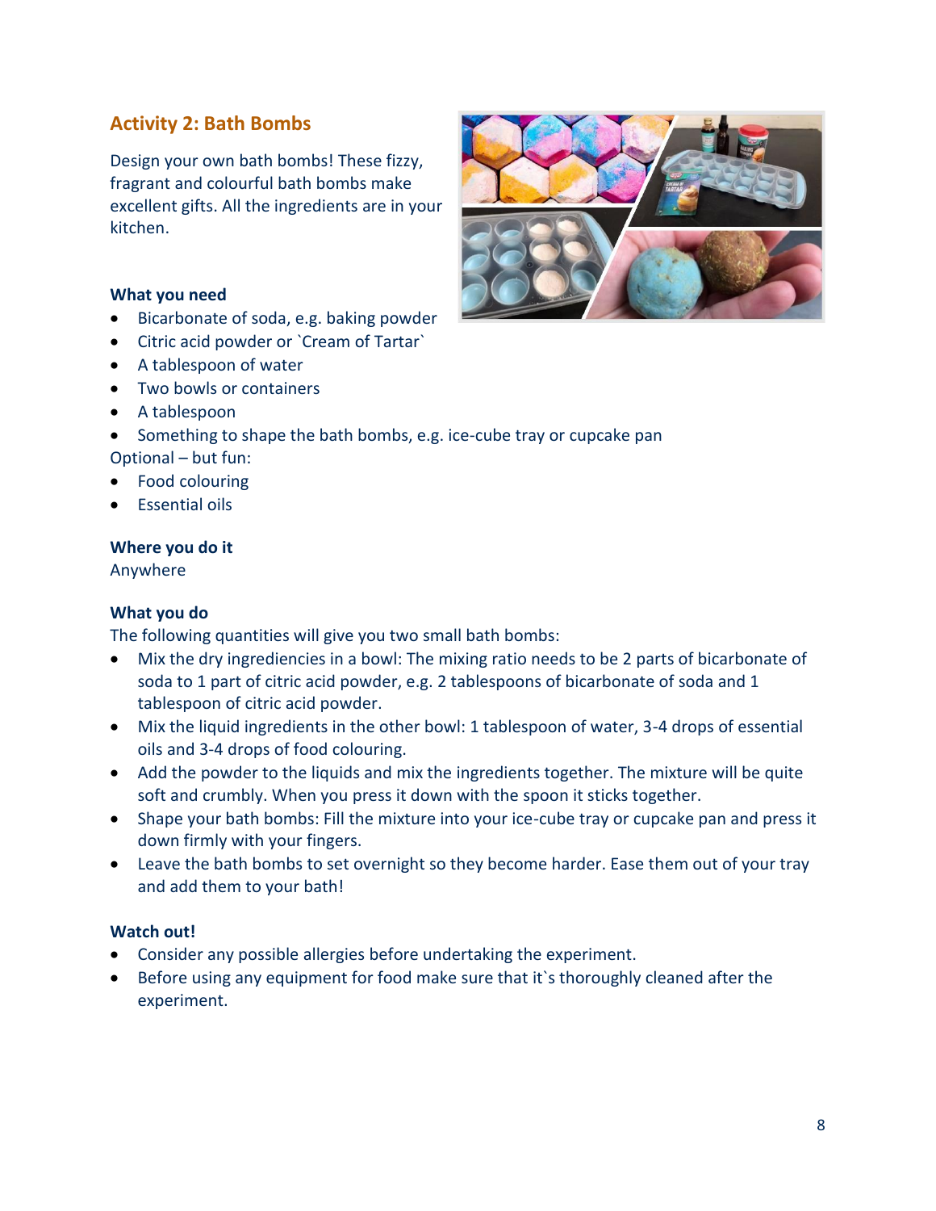## Activity 2: Bath Bombs

Design your own bath bombs! These fizzy, fragrant and colourful bath bombs make excellent gifts. All the ingredients are in your kitchen.

**What you need**

- Bicarbonate of soda, e.g. baking powder
- Citric acid powder or `Cream of Tartar`
- A tablespoon of water
- Two bowls or containers
- A tablespoon
- Something to shape the bath bombs, e.g. ice-cube tray or cupcake pan

Optional – but fun:

- Food colouring
- Essential oils

**Where you do it**

Anywhere

**What you do**

The following quantities will give you two small bath bombs:

- Mix the dry ingrediencies in a bowl: The mixing ratio needs to be 2 parts of bicarbonate of soda to 1 part of citric acid powder, e.g. 2 tablespoons of bicarbonate of soda and 1 tablespoon of citric acid powder.
- Mix the liquid ingredients in the other bowl: 1 tablespoon of water, 3-4 drops of essential oils and 3-4 drops of food colouring.
- Add the powder to the liquids and mix the ingredients together. The mixture will be quite soft and crumbly. When you press it down with the spoon it sticks together.
- Shape your bath bombs: Fill the mixture into your ice-cube tray or cupcake pan and press it down firmly with your fingers.
- Leave the bath bombs to set overnight so they become harder. Ease them out of your tray and add them to your bath!

**Watch out!**

- Consider any possible allergies before undertaking the experiment.
- Before using any equipment for food make sure that it`s thoroughly cleaned after the experiment.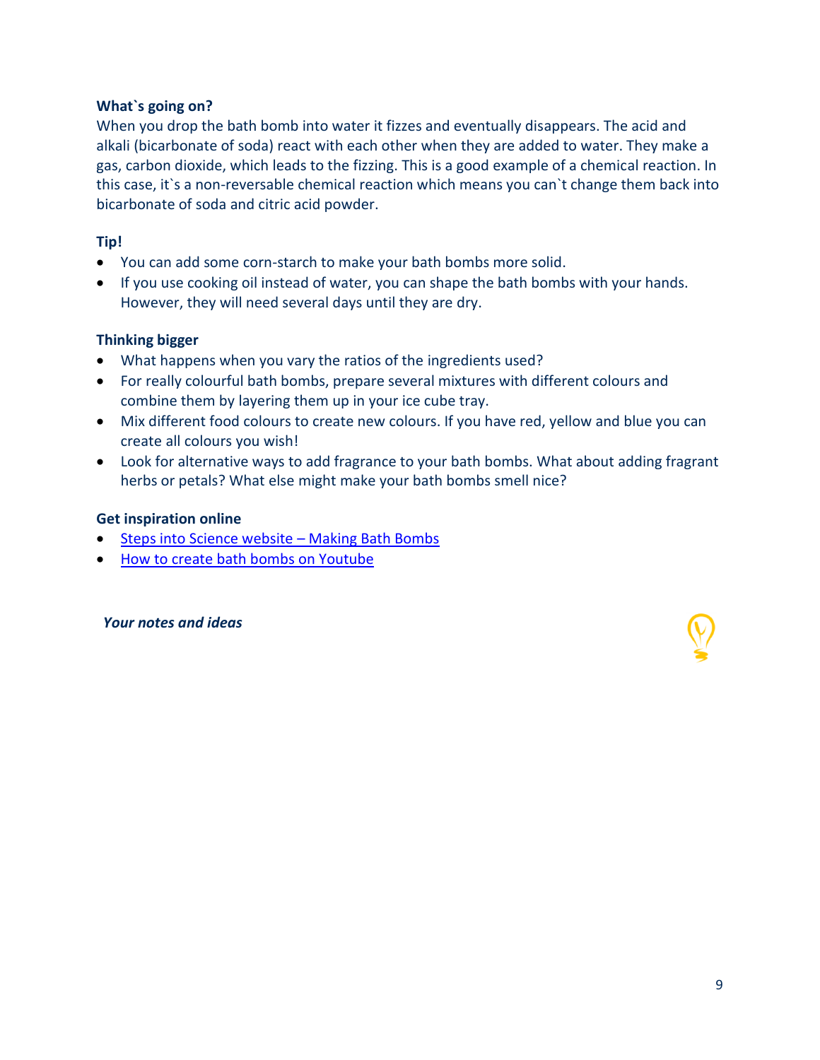### What`s going on?

When you drop the bath bomb into water it fizzes and eventually disappears. The acid and alkali (bicarbonate of soda) react with each other when they are added to water. They make a gas, carbon dioxide, which leads to the fizzing. This is a good example of a chemical reaction. In this case, it`s a non-reversable chemical reaction which means you can`t change them back into bicarbonate of soda and citric acid powder.

### Tip!

- You can add some corn-starch to make your bath bombs more solid.
- If you use cooking oil instead of water, you can shape the bath bombs with your hands. However, they will need several days until they are dry.

### Thinking bigger

- What happens when you vary the ratios of the ingredients used?
- For really colourful bath bombs, prepare several mixtures with different colours and combine them by layering them up in your ice cube tray.
- Mix different food colours to create new colours. If you have red, yellow and blue you can create all colours you wish!
- Look for alternative ways to add fragrance to your bath bombs. What about adding fragrant herbs or petals? What else might make your bath bombs smell nice?

### Get inspiration online

- Steps into Science website – Making Bath Bombs
- How to create bath bombs on Youtube

***Your notes and ideas***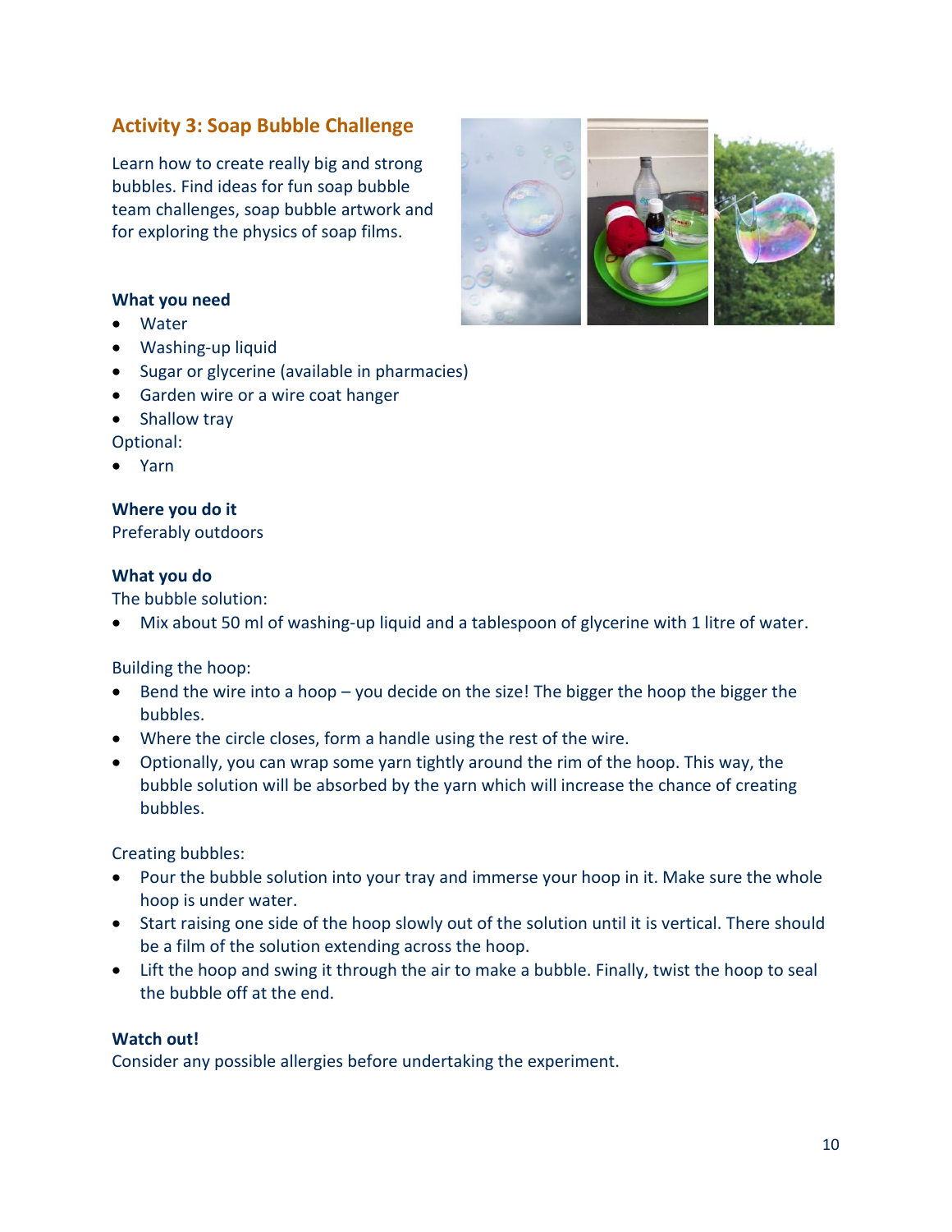## Activity 3: Soap Bubble Challenge

Learn how to create really big and strong bubbles. Find ideas for fun soap bubble team challenges, soap bubble artwork and for exploring the physics of soap films.

### What you need

- Water
- Washing-up liquid
- Sugar or glycerine (available in pharmacies)
- Garden wire or a wire coat hanger
- Shallow tray

Optional:

- Yarn

### Where you do it

Preferably outdoors

### What you do

The bubble solution:

- Mix about 50 ml of washing-up liquid and a tablespoon of glycerine with 1 litre of water.

Building the hoop:

- Bend the wire into a hoop – you decide on the size! The bigger the hoop the bigger the bubbles.
- Where the circle closes, form a handle using the rest of the wire.
- Optionally, you can wrap some yarn tightly around the rim of the hoop. This way, the bubble solution will be absorbed by the yarn which will increase the chance of creating bubbles.

Creating bubbles:

- Pour the bubble solution into your tray and immerse your hoop in it. Make sure the whole hoop is under water.
- Start raising one side of the hoop slowly out of the solution until it is vertical. There should be a film of the solution extending across the hoop.
- Lift the hoop and swing it through the air to make a bubble. Finally, twist the hoop to seal the bubble off at the end.

### Watch out!

Consider any possible allergies before undertaking the experiment.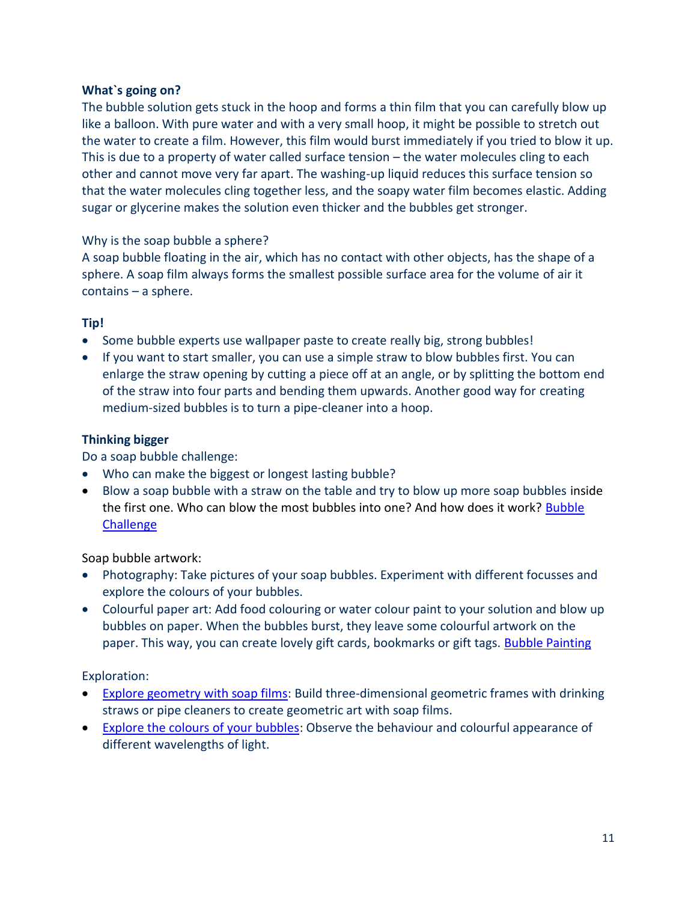**What`s going on?**

The bubble solution gets stuck in the hoop and forms a thin film that you can carefully blow up like a balloon. With pure water and with a very small hoop, it might be possible to stretch out the water to create a film. However, this film would burst immediately if you tried to blow it up. This is due to a property of water called surface tension – the water molecules cling to each other and cannot move very far apart. The washing-up liquid reduces this surface tension so that the water molecules cling together less, and the soapy water film becomes elastic. Adding sugar or glycerine makes the solution even thicker and the bubbles get stronger.

Why is the soap bubble a sphere?

A soap bubble floating in the air, which has no contact with other objects, has the shape of a sphere. A soap film always forms the smallest possible surface area for the volume of air it contains – a sphere.

**Tip!**

- Some bubble experts use wallpaper paste to create really big, strong bubbles!
- If you want to start smaller, you can use a simple straw to blow bubbles first. You can enlarge the straw opening by cutting a piece off at an angle, or by splitting the bottom end of the straw into four parts and bending them upwards. Another good way for creating medium-sized bubbles is to turn a pipe-cleaner into a hoop.

**Thinking bigger**

Do a soap bubble challenge:

- Who can make the biggest or longest lasting bubble?
- Blow a soap bubble with a straw on the table and try to blow up more soap bubbles inside the first one. Who can blow the most bubbles into one? And how does it work? Bubble Challenge

Soap bubble artwork:

- Photography: Take pictures of your soap bubbles. Experiment with different focusses and explore the colours of your bubbles.
- Colourful paper art: Add food colouring or water colour paint to your solution and blow up bubbles on paper. When the bubbles burst, they leave some colourful artwork on the paper. This way, you can create lovely gift cards, bookmarks or gift tags. Bubble Painting

Exploration:

- Explore geometry with soap films: Build three-dimensional geometric frames with drinking straws or pipe cleaners to create geometric art with soap films.
- Explore the colours of your bubbles: Observe the behaviour and colourful appearance of different wavelengths of light.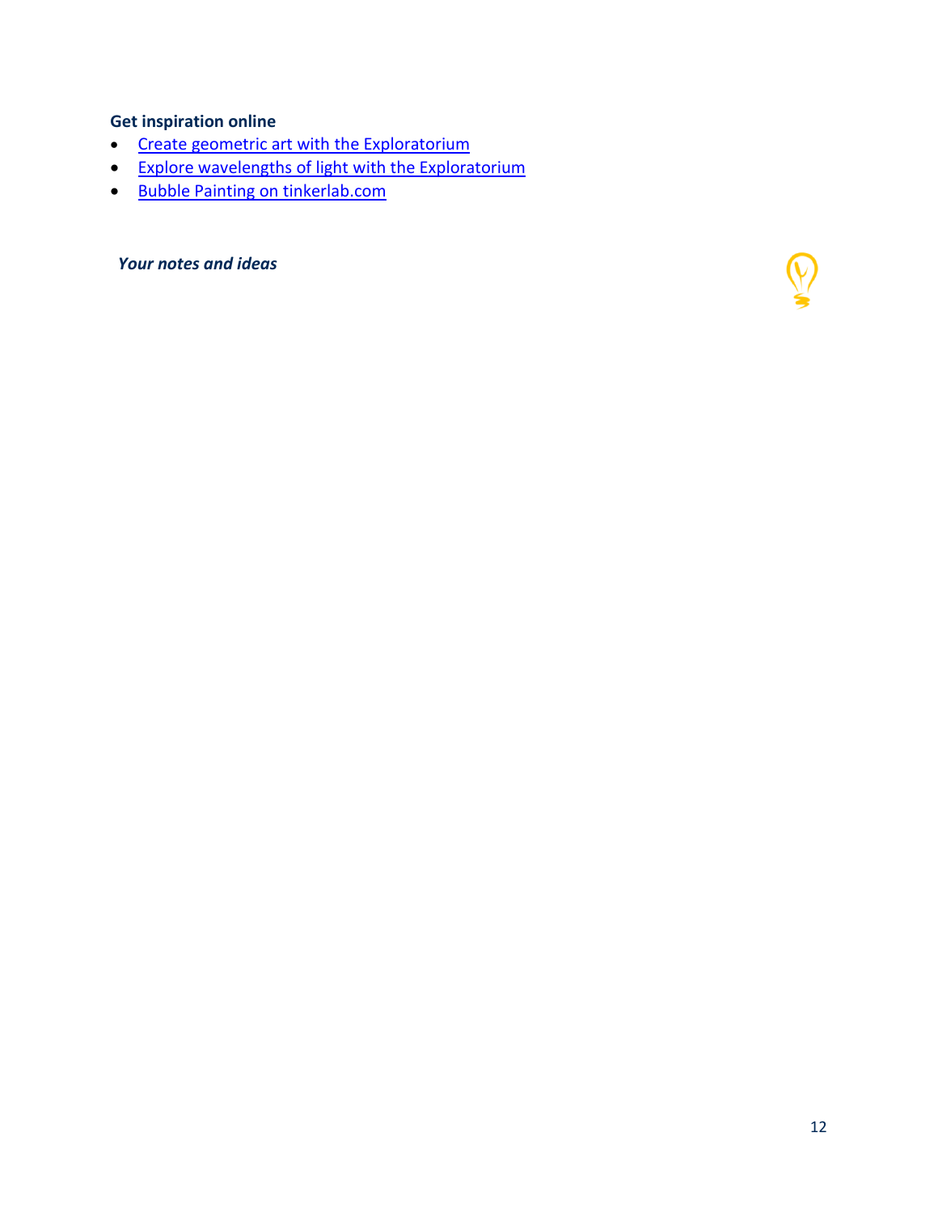**Get inspiration online**

- Create geometric art with the Exploratorium
- Explore wavelengths of light with the Exploratorium
- Bubble Painting on tinkerlab.com

***Your notes and ideas***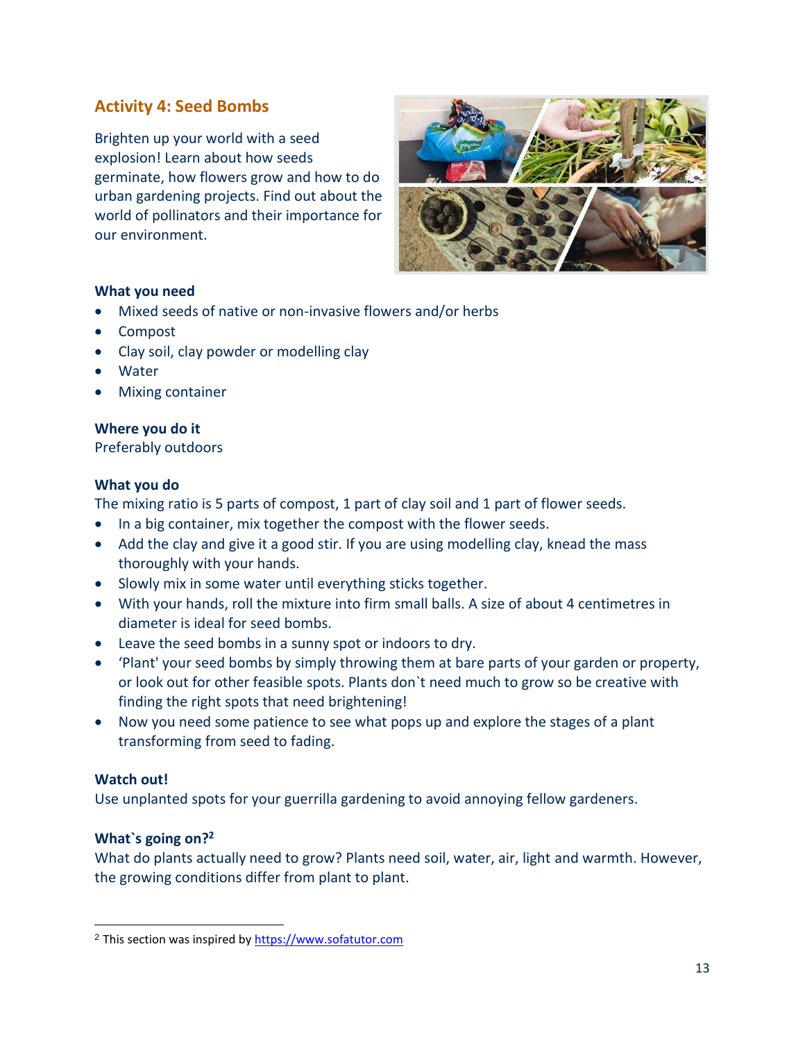## Activity 4: Seed Bombs

Brighten up your world with a seed explosion! Learn about how seeds germinate, how flowers grow and how to do urban gardening projects. Find out about the world of pollinators and their importance for our environment.

**What you need**

- Mixed seeds of native or non-invasive flowers and/or herbs
- Compost
- Clay soil, clay powder or modelling clay
- Water
- Mixing container

**Where you do it**

Preferably outdoors

**What you do**

The mixing ratio is 5 parts of compost, 1 part of clay soil and 1 part of flower seeds.

- In a big container, mix together the compost with the flower seeds.
- Add the clay and give it a good stir. If you are using modelling clay, knead the mass thoroughly with your hands.
- Slowly mix in some water until everything sticks together.
- With your hands, roll the mixture into firm small balls. A size of about 4 centimetres in diameter is ideal for seed bombs.
- Leave the seed bombs in a sunny spot or indoors to dry.
- 'Plant' your seed bombs by simply throwing them at bare parts of your garden or property, or look out for other feasible spots. Plants don`t need much to grow so be creative with finding the right spots that need brightening!
- Now you need some patience to see what pops up and explore the stages of a plant transforming from seed to fading.

**Watch out!**

Use unplanted spots for your guerrilla gardening to avoid annoying fellow gardeners.

**What`s going on?**[2]

What do plants actually need to grow? Plants need soil, water, air, light and warmth. However, the growing conditions differ from plant to plant.

---

[2] This section was inspired by https://www.sofatutor.com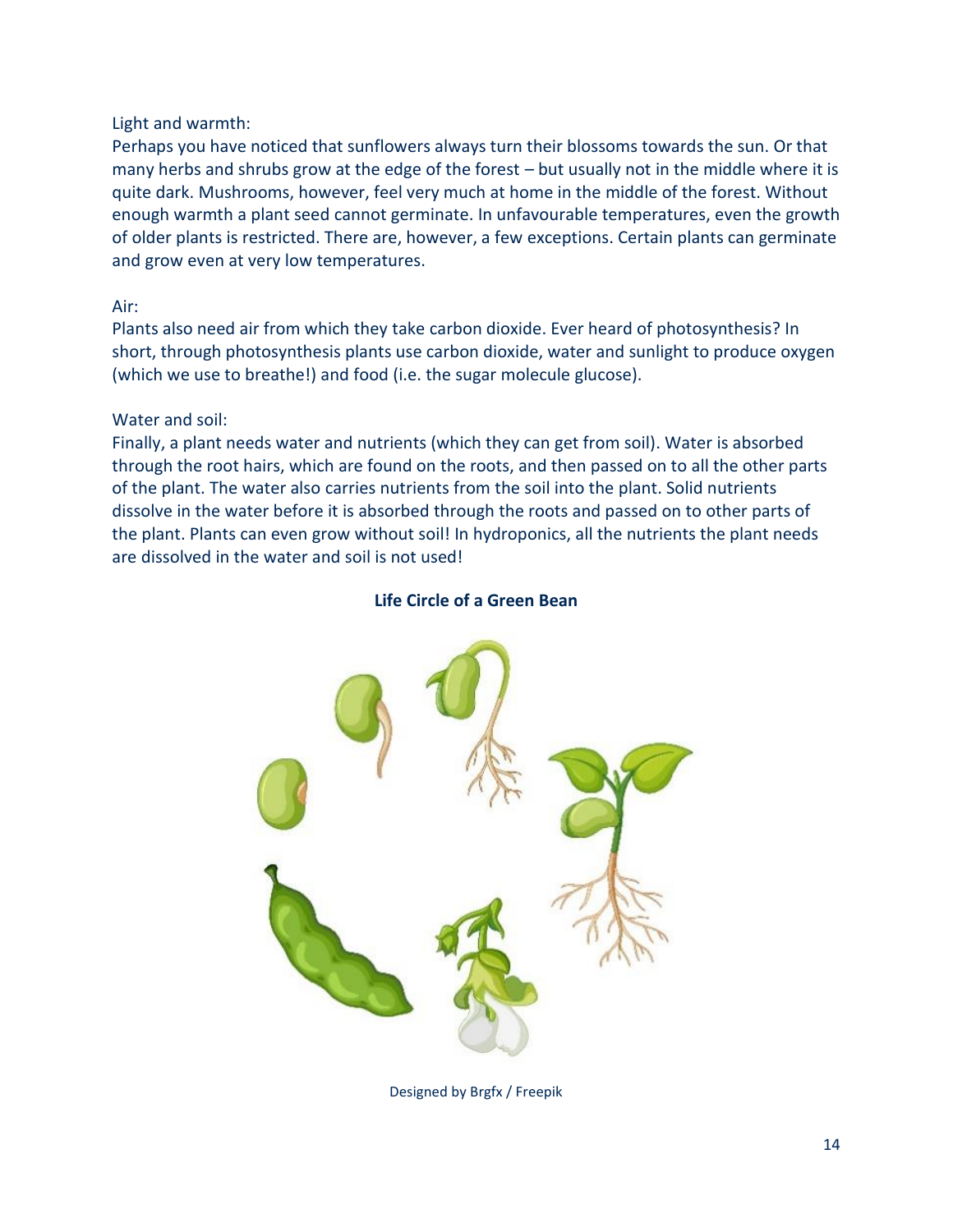Light and warmth:

Perhaps you have noticed that sunflowers always turn their blossoms towards the sun. Or that many herbs and shrubs grow at the edge of the forest – but usually not in the middle where it is quite dark. Mushrooms, however, feel very much at home in the middle of the forest. Without enough warmth a plant seed cannot germinate. In unfavourable temperatures, even the growth of older plants is restricted. There are, however, a few exceptions. Certain plants can germinate and grow even at very low temperatures.

Air:

Plants also need air from which they take carbon dioxide. Ever heard of photosynthesis? In short, through photosynthesis plants use carbon dioxide, water and sunlight to produce oxygen (which we use to breathe!) and food (i.e. the sugar molecule glucose).

Water and soil:

Finally, a plant needs water and nutrients (which they can get from soil). Water is absorbed through the root hairs, which are found on the roots, and then passed on to all the other parts of the plant. The water also carries nutrients from the soil into the plant. Solid nutrients dissolve in the water before it is absorbed through the roots and passed on to other parts of the plant. Plants can even grow without soil! In hydroponics, all the nutrients the plant needs are dissolved in the water and soil is not used!

**Life Circle of a Green Bean**

Designed by Brgfx / Freepik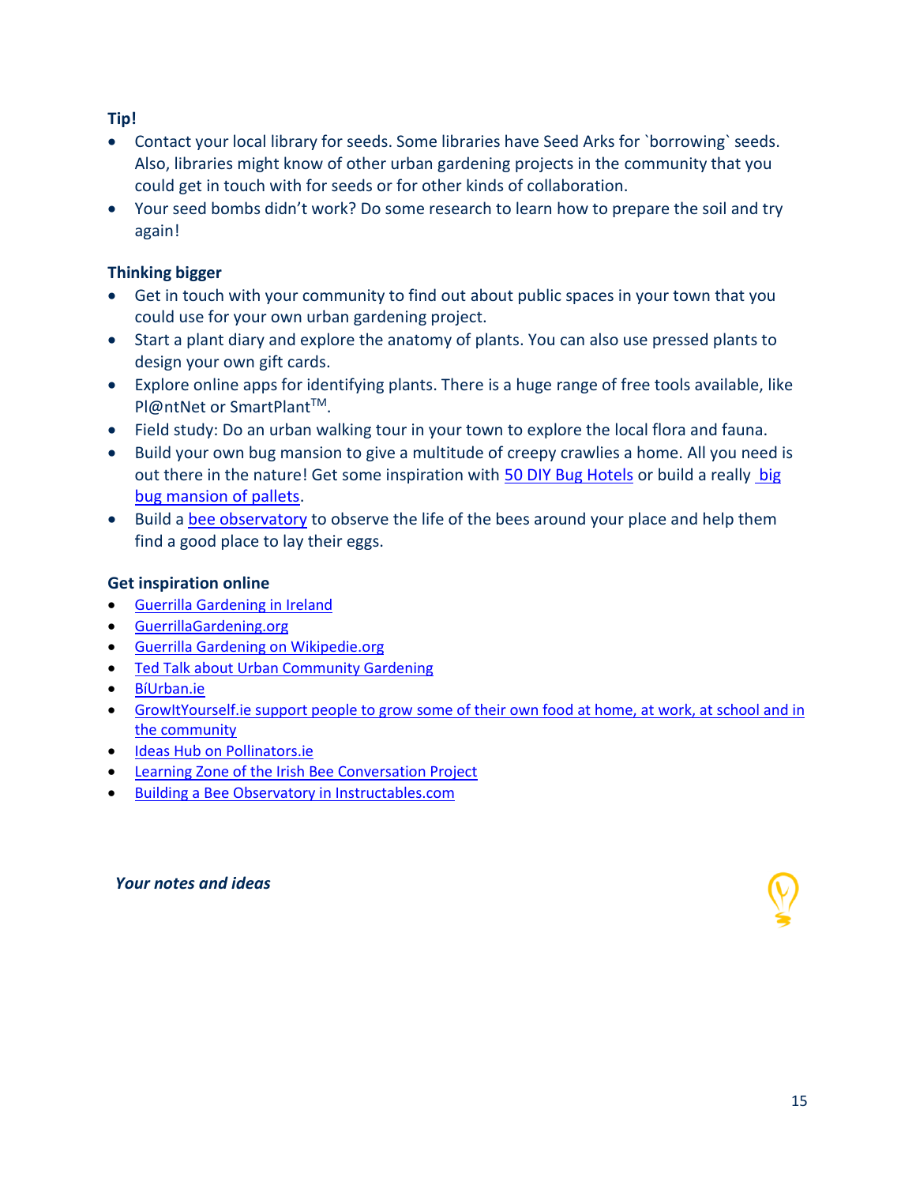**Tip!**

- Contact your local library for seeds. Some libraries have Seed Arks for `borrowing` seeds. Also, libraries might know of other urban gardening projects in the community that you could get in touch with for seeds or for other kinds of collaboration.
- Your seed bombs didn't work? Do some research to learn how to prepare the soil and try again!

**Thinking bigger**

- Get in touch with your community to find out about public spaces in your town that you could use for your own urban gardening project.
- Start a plant diary and explore the anatomy of plants. You can also use pressed plants to design your own gift cards.
- Explore online apps for identifying plants. There is a huge range of free tools available, like Pl@ntNet or SmartPlant™.
- Field study: Do an urban walking tour in your town to explore the local flora and fauna.
- Build your own bug mansion to give a multitude of creepy crawlies a home. All you need is out there in the nature! Get some inspiration with 50 DIY Bug Hotels or build a really big bug mansion of pallets.
- Build a bee observatory to observe the life of the bees around your place and help them find a good place to lay their eggs.

**Get inspiration online**

- Guerrilla Gardening in Ireland
- GuerrillaGardening.org
- Guerrilla Gardening on Wikipedie.org
- Ted Talk about Urban Community Gardening
- BíUrban.ie
- GrowItYourself.ie support people to grow some of their own food at home, at work, at school and in the community
- Ideas Hub on Pollinators.ie
- Learning Zone of the Irish Bee Conversation Project
- Building a Bee Observatory in Instructables.com

***Your notes and ideas***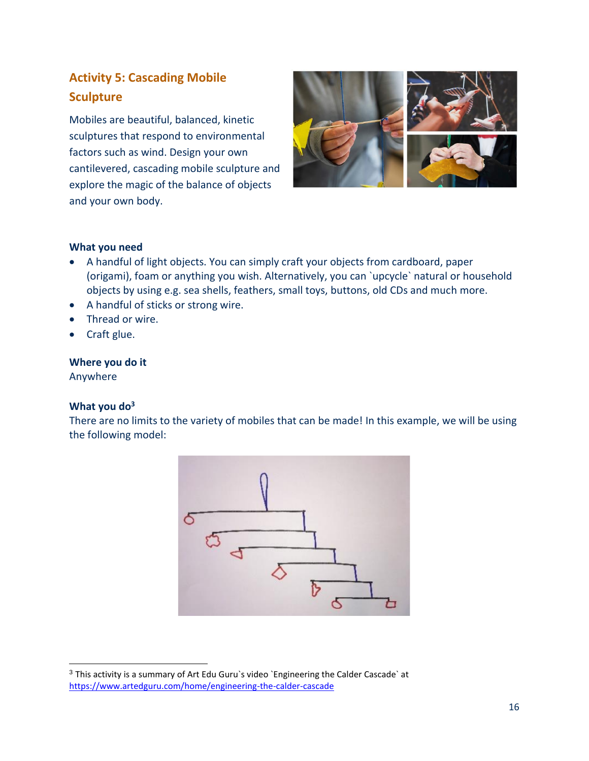## Activity 5: Cascading Mobile Sculpture

Mobiles are beautiful, balanced, kinetic sculptures that respond to environmental factors such as wind. Design your own cantilevered, cascading mobile sculpture and explore the magic of the balance of objects and your own body.

**What you need**

- A handful of light objects. You can simply craft your objects from cardboard, paper (origami), foam or anything you wish. Alternatively, you can `upcycle` natural or household objects by using e.g. sea shells, feathers, small toys, buttons, old CDs and much more.
- A handful of sticks or strong wire.
- Thread or wire.
- Craft glue.

**Where you do it**

Anywhere

**What you do**[3]

There are no limits to the variety of mobiles that can be made! In this example, we will be using the following model:

---

[3] This activity is a summary of Art Edu Guru`s video `Engineering the Calder Cascade` at https://www.artedguru.com/home/engineering-the-calder-cascade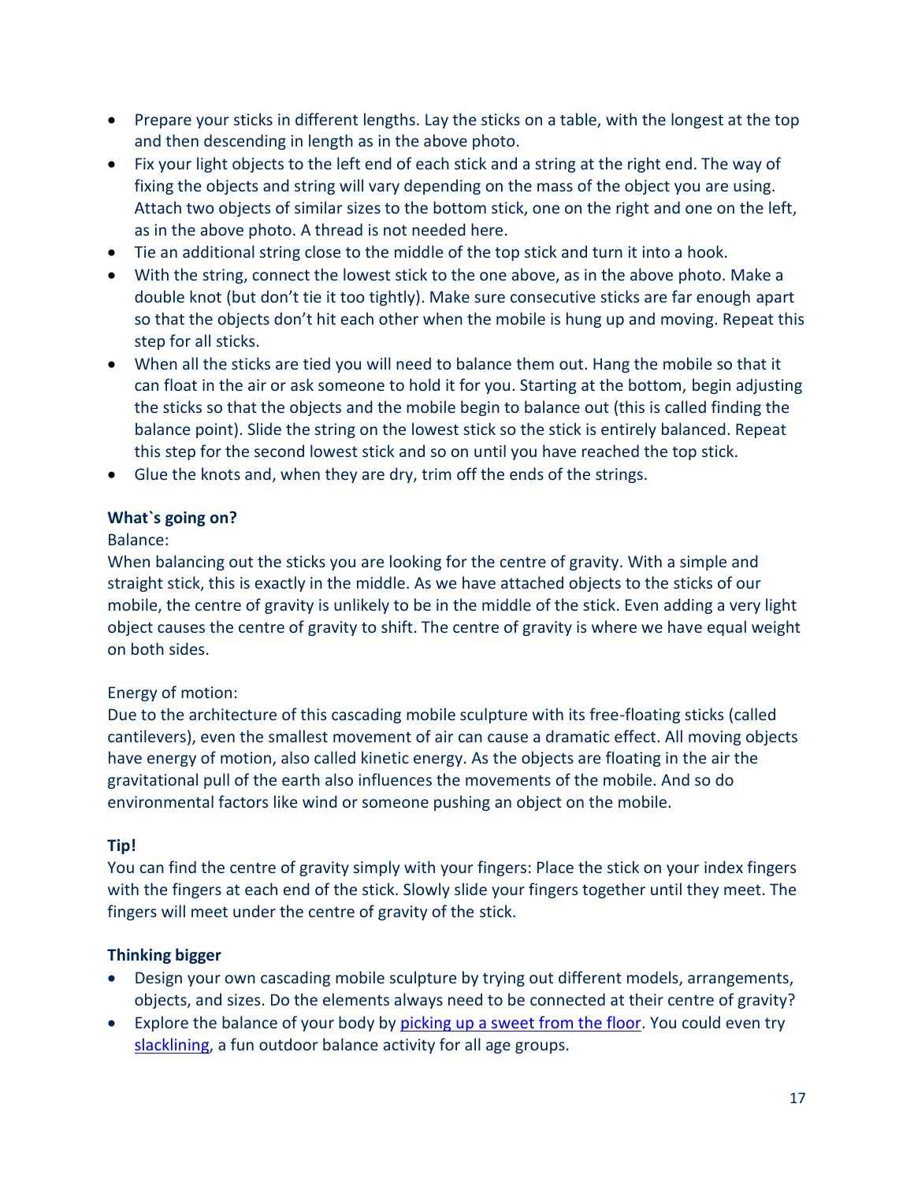- Prepare your sticks in different lengths. Lay the sticks on a table, with the longest at the top and then descending in length as in the above photo.
- Fix your light objects to the left end of each stick and a string at the right end. The way of fixing the objects and string will vary depending on the mass of the object you are using. Attach two objects of similar sizes to the bottom stick, one on the right and one on the left, as in the above photo. A thread is not needed here.
- Tie an additional string close to the middle of the top stick and turn it into a hook.
- With the string, connect the lowest stick to the one above, as in the above photo. Make a double knot (but don't tie it too tightly). Make sure consecutive sticks are far enough apart so that the objects don't hit each other when the mobile is hung up and moving. Repeat this step for all sticks.
- When all the sticks are tied you will need to balance them out. Hang the mobile so that it can float in the air or ask someone to hold it for you. Starting at the bottom, begin adjusting the sticks so that the objects and the mobile begin to balance out (this is called finding the balance point). Slide the string on the lowest stick so the stick is entirely balanced. Repeat this step for the second lowest stick and so on until you have reached the top stick.
- Glue the knots and, when they are dry, trim off the ends of the strings.

**What`s going on?**

Balance:

When balancing out the sticks you are looking for the centre of gravity. With a simple and straight stick, this is exactly in the middle. As we have attached objects to the sticks of our mobile, the centre of gravity is unlikely to be in the middle of the stick. Even adding a very light object causes the centre of gravity to shift. The centre of gravity is where we have equal weight on both sides.

Energy of motion:

Due to the architecture of this cascading mobile sculpture with its free-floating sticks (called cantilevers), even the smallest movement of air can cause a dramatic effect. All moving objects have energy of motion, also called kinetic energy. As the objects are floating in the air the gravitational pull of the earth also influences the movements of the mobile. And so do environmental factors like wind or someone pushing an object on the mobile.

**Tip!**

You can find the centre of gravity simply with your fingers: Place the stick on your index fingers with the fingers at each end of the stick. Slowly slide your fingers together until they meet. The fingers will meet under the centre of gravity of the stick.

**Thinking bigger**

- Design your own cascading mobile sculpture by trying out different models, arrangements, objects, and sizes. Do the elements always need to be connected at their centre of gravity?
- Explore the balance of your body by picking up a sweet from the floor. You could even try slacklining, a fun outdoor balance activity for all age groups.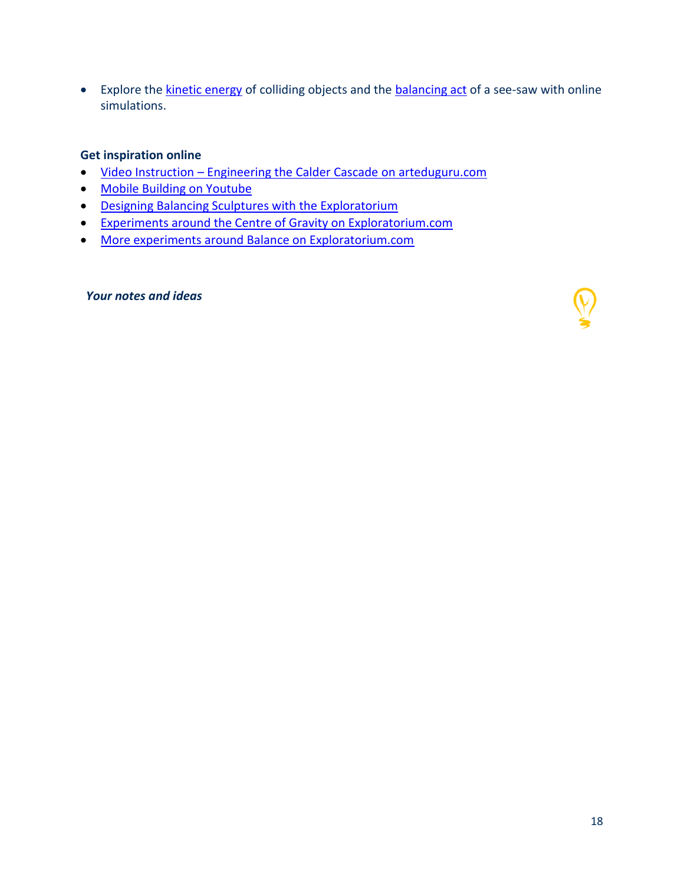- Explore the kinetic energy of colliding objects and the balancing act of a see-saw with online simulations.

**Get inspiration online**

- Video Instruction – Engineering the Calder Cascade on arteduguru.com
- Mobile Building on Youtube
- Designing Balancing Sculptures with the Exploratorium
- Experiments around the Centre of Gravity on Exploratorium.com
- More experiments around Balance on Exploratorium.com

***Your notes and ideas***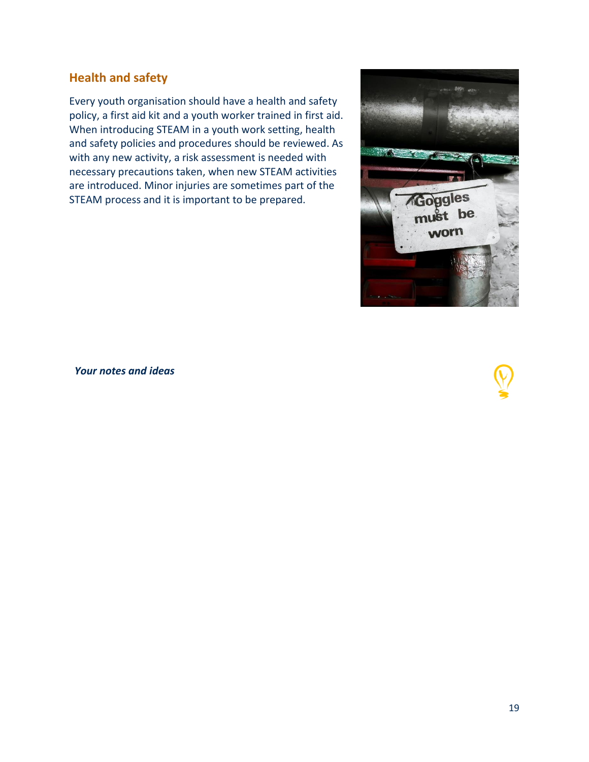## Health and safety

Every youth organisation should have a health and safety policy, a first aid kit and a youth worker trained in first aid. When introducing STEAM in a youth work setting, health and safety policies and procedures should be reviewed. As with any new activity, a risk assessment is needed with necessary precautions taken, when new STEAM activities are introduced. Minor injuries are sometimes part of the STEAM process and it is important to be prepared.

***Your notes and ideas***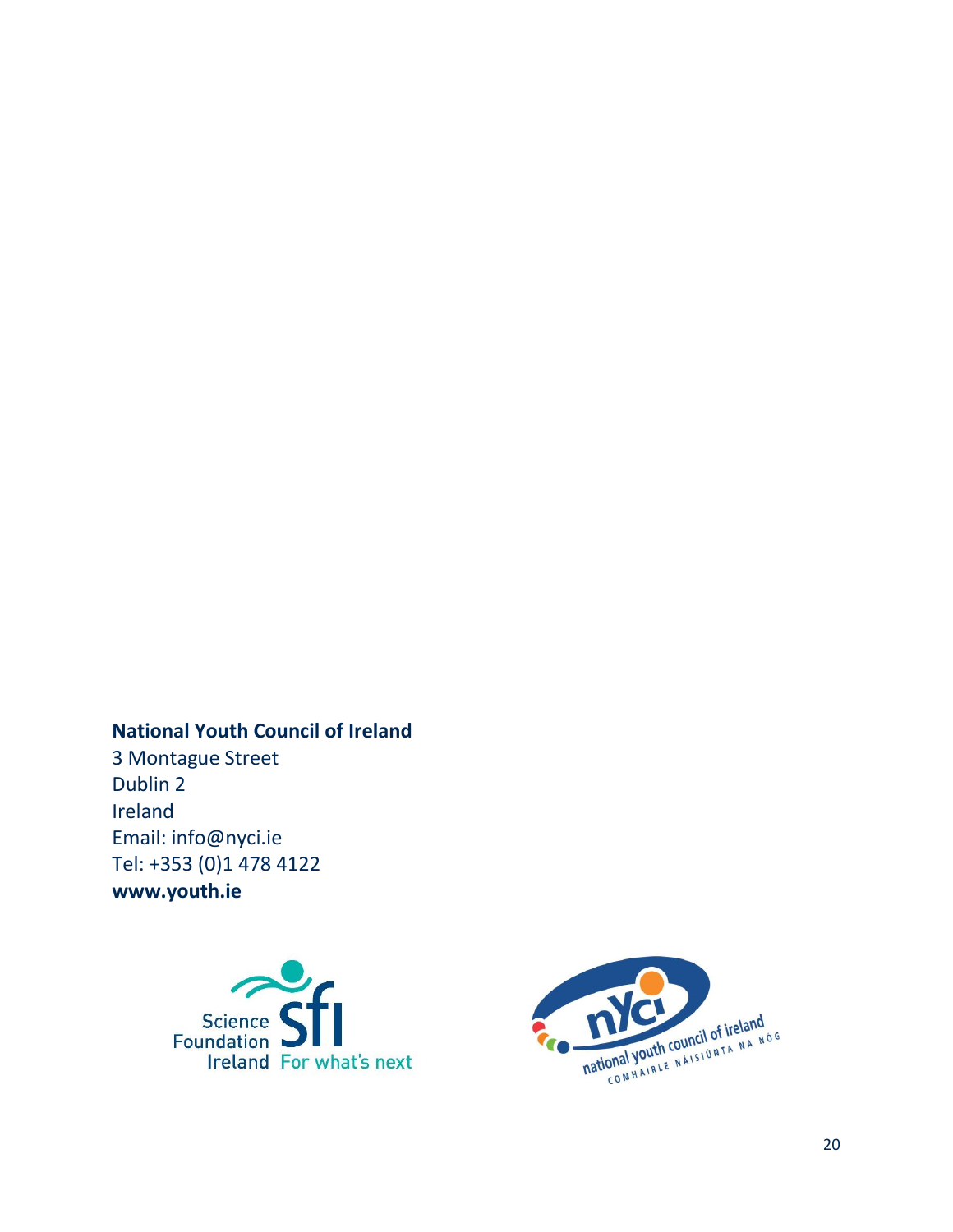**National Youth Council of Ireland**
3 Montague Street
Dublin 2
Ireland
Email: info@nyci.ie
Tel: +353 (0)1 478 4122
**www.youth.ie**